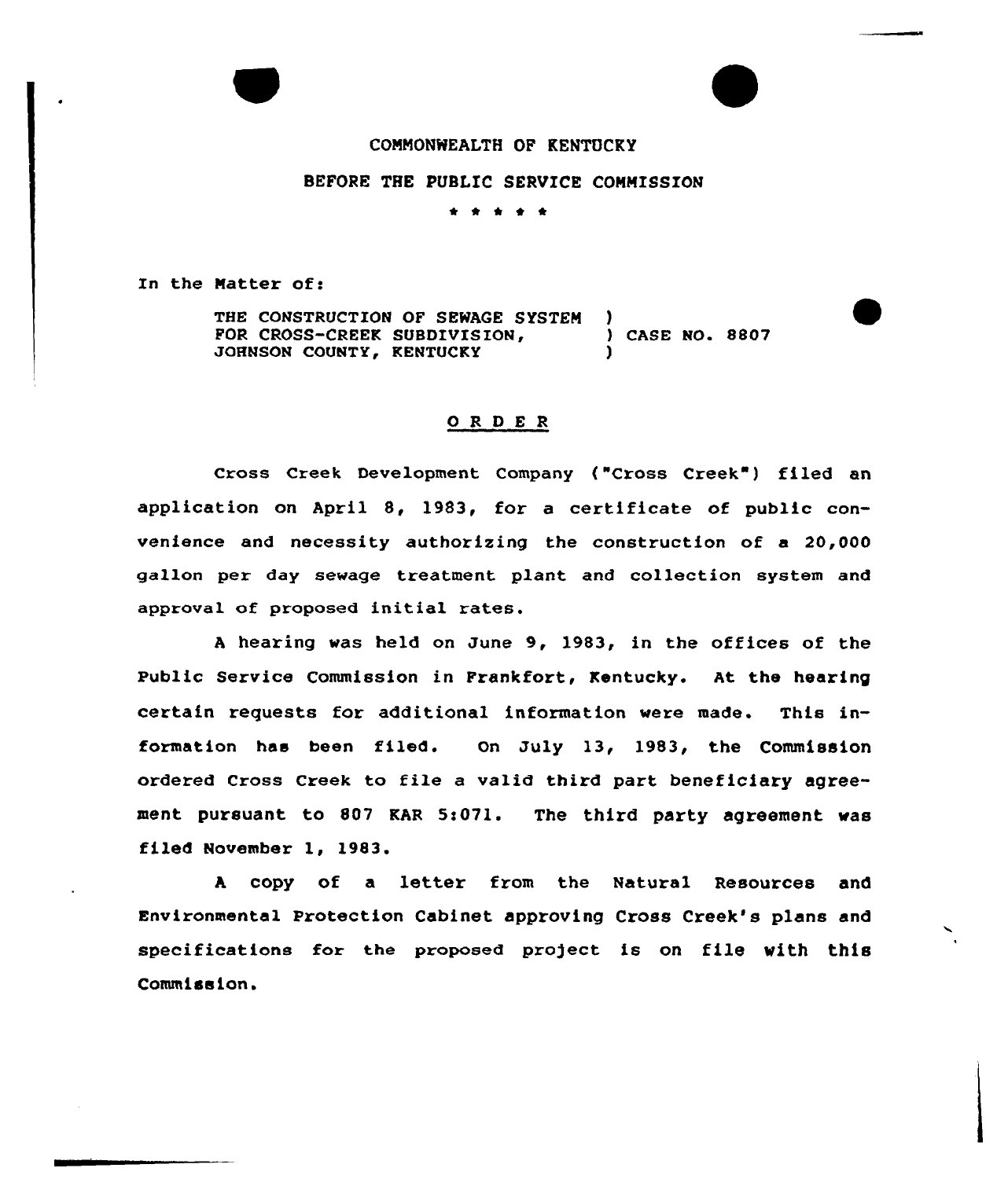COMMONWEALTH OF KENTUCKY

BEFORE THE PUBLIC SERVICE COMMISSION

\* \* \* \* \*

In the Matter of:

THE CONSTRUCTION OF SEWAGE SYSTEM )
FOR CROSS-CREEK SUBDIVISION, ) CASE NO. 8807
JOHNSON COUNTY, KENTUCKY )

## O R D E R

Cross Creek Development Company ("Cross Creek") filed an application on April 8, 1983, for a certificate of public convenience and necessity authorizing the construction of a 20,000 gallon per day sewage treatment plant and collection system and approval of proposed initial rates.

A hearing was held on June 9, 1983, in the offices of the Public Service Commission in Frankfort, Kentucky. At the hearing certain requests for additional information were made. This information has been filed. On July 13, 1983, the Commission ordered Cross Creek to file a valid third part beneficiary agreement pursuant to 807 KAR 5:071. The third party agreement was filed November 1, 1983.

A copy of a letter from the Natural Resources and Environmental Protection Cabinet approving Cross Creek's plans and specifications for the proposed project is on file with this Commission.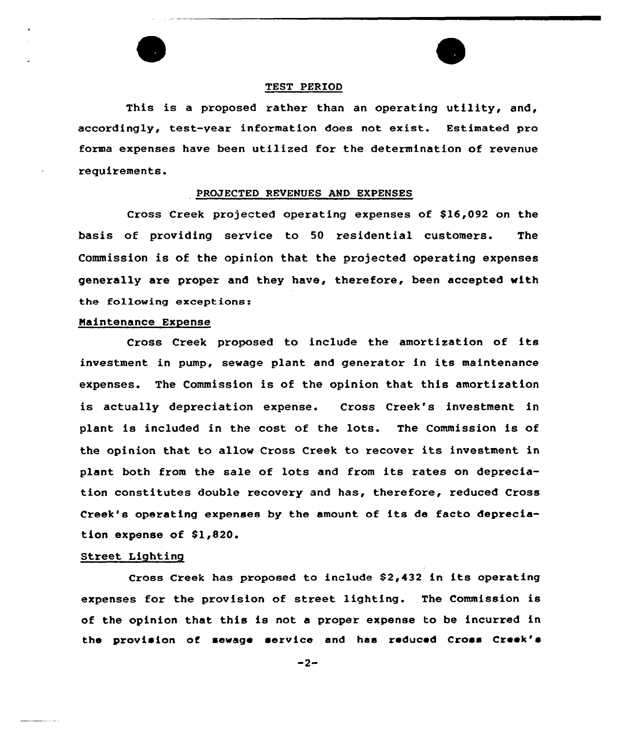## TEST PERIOD

This is a proposed rather than an operating utility, and, accordingly, test-year information does not exist. Estimated pro forma expenses have been utilized for the determination of revenue requirements.

## PROJECTED REVENUES AND EXPENSES

Cross Creek projected operating expenses of $16,092 on the basis of providing service to 50 residential customers. The Commission is of the opinion that the projected operating expenses generally are proper and they have, therefore, been accepted with the following exceptions:

### Maintenance Expense

Cross Creek proposed to include the amortization of its investment in pump, sewage plant and generator in its maintenance expenses. The Commission is of the opinion that this amortization is actually depreciation expense. Cross Creek's investment in plant is included in the cost of the lots. The Commission is of the opinion that to allow Cross Creek to recover its investment in plant both from the sale of lots and from its rates on depreciation constitutes double recovery and has, therefore, reduced Cross Creek's operating expenses by the amount of its de facto depreciation expense of $1,820.

### Street Lighting

Cross Creek has proposed to include $2,432 in its operating expenses for the provision of street lighting. The Commission is of the opinion that this is not a proper expense to be incurred in the provision of sewage service and has reduced Cross Creek's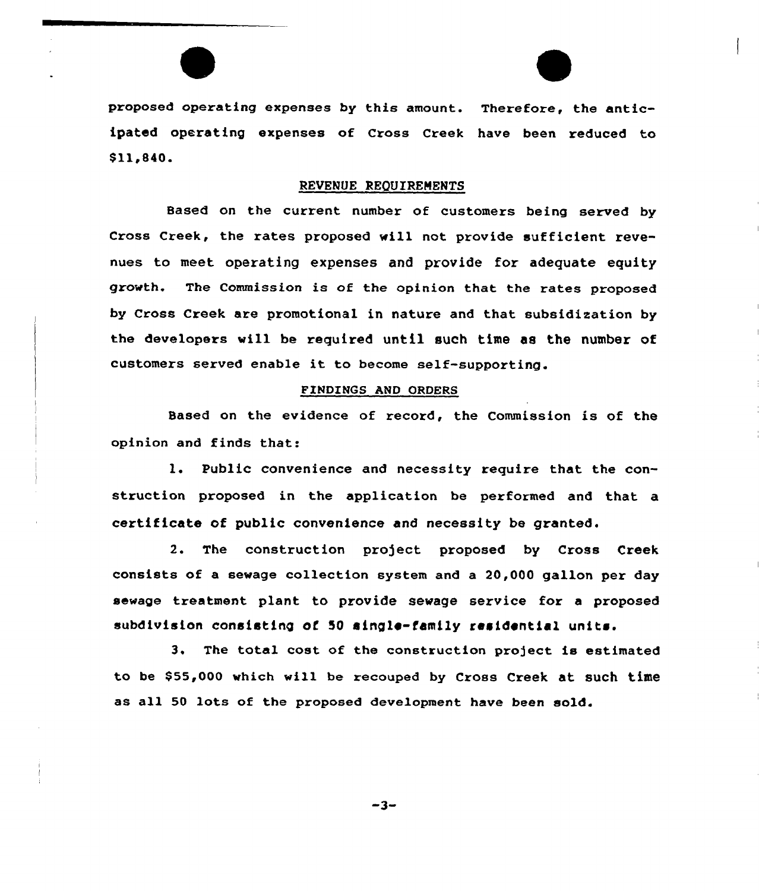proposed operating expenses by this amount. Therefore, the anticipated operating expenses of Cross Creek have been reduced to $11,840.

## REVENUE REQUIREMENTS

Based on the current number of customers being served by Cross Creek, the rates proposed will not provide sufficient revenues to meet operating expenses and provide for adequate equity growth. The Commission is of the opinion that the rates proposed by Cross Creek are promotional in nature and that subsidization by the developers will be required until such time as the number of customers served enable it to become self-supporting.

## FINDINGS AND ORDERS

Based on the evidence of record, the Commission is of the opinion and finds that:

1. Public convenience and necessity require that the construction proposed in the application be performed and that a certificate of public convenience and necessity be granted.

2. The construction project proposed by Cross Creek consists of a sewage collection system and a 20,000 gallon per day sewage treatment plant to provide sewage service for a proposed subdivision consisting of 50 single-family residential units.

3. The total cost of the construction project is estimated to be $55,000 which will be recouped by Cross Creek at such time as all 50 lots of the proposed development have been sold.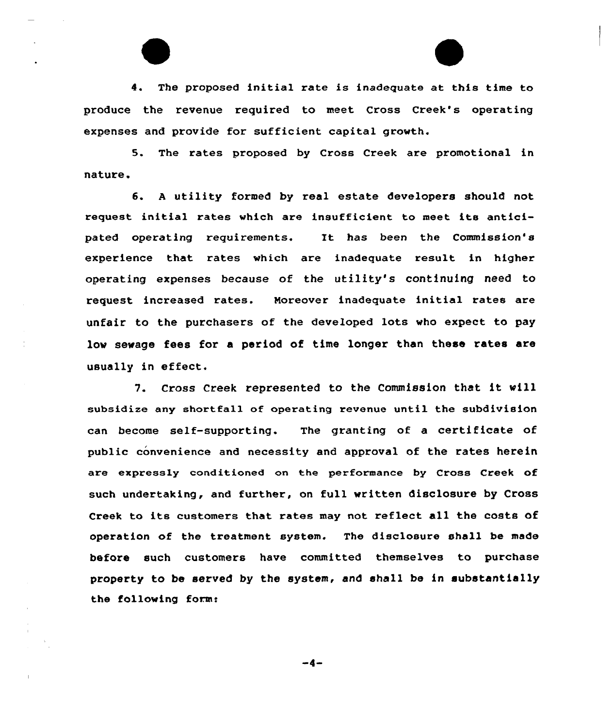4. The proposed initial rate is inadequate at this time to produce the revenue required to meet Cross Creek's operating expenses and provide for sufficient capital growth.

5. The rates proposed by Cross Creek are promotional in nature.

6. A utility formed by real estate developers should not request initial rates which are insufficient to meet its anticipated operating requirements. It has been the Commission's experience that rates which are inadequate result in higher operating expenses because of the utility's continuing need to request increased rates. Moreover inadequate initial rates are unfair to the purchasers of the developed lots who expect to pay low sewage fees for a period of time longer than these rates are usually in effect.

7. Cross Creek represented to the Commission that it will subsidize any shortfall of operating revenue until the subdivision can become self-supporting. The granting of a certificate of public convenience and necessity and approval of the rates herein are expressly conditioned on the performance by Cross Creek of such undertaking, and further, on full written disclosure by Cross Creek to its customers that rates may not reflect all the costs of operation of the treatment system. The disclosure shall be made before such customers have committed themselves to purchase property to be served by the system, and shall be in substantially the following form: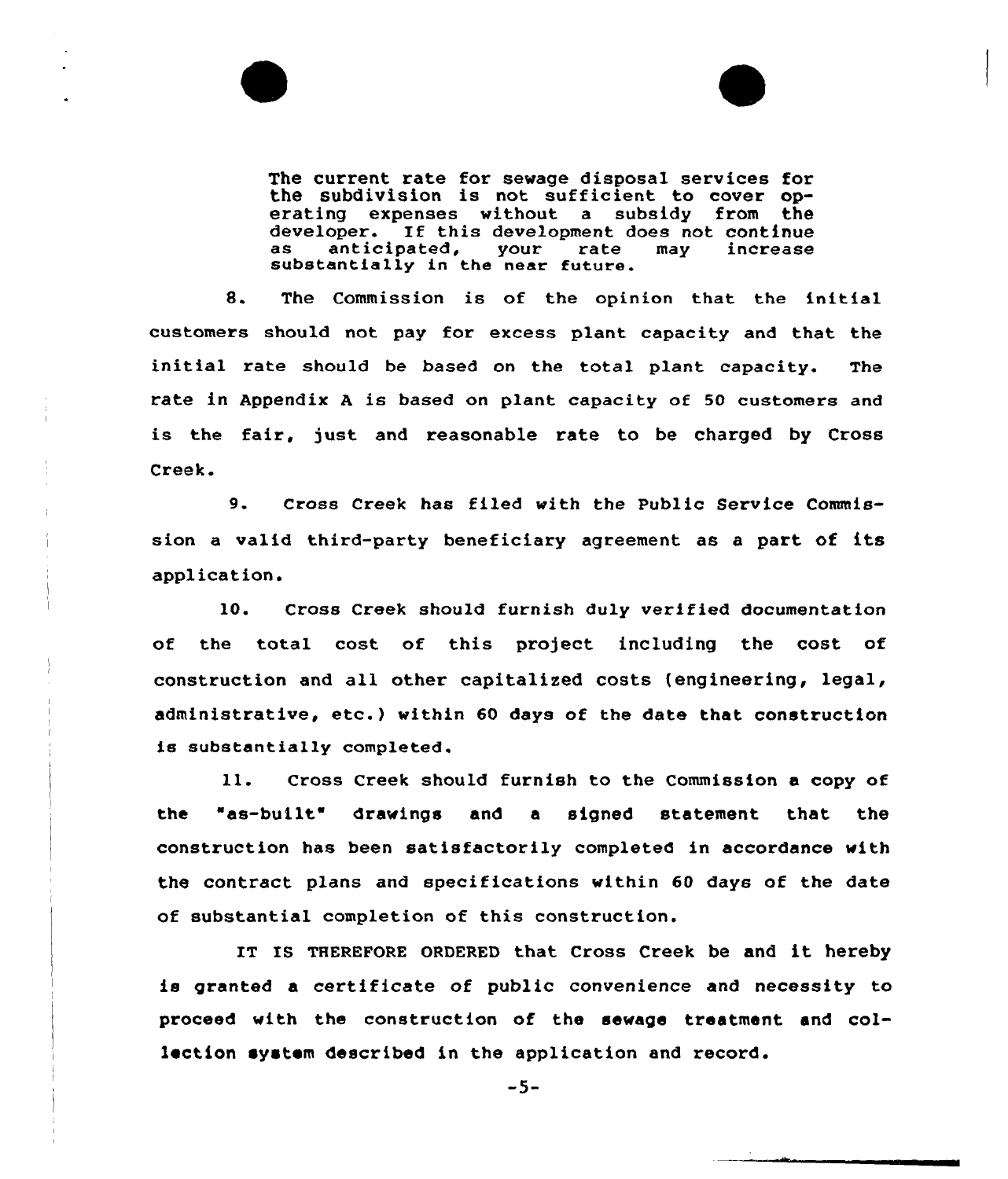> The current rate for sewage disposal services for the subdivision is not sufficient to cover operating expenses without a subsidy from the developer. If this development does not continue as anticipated, your rate may increase substantially in the near future.

8. The Commission is of the opinion that the initial customers should not pay for excess plant capacity and that the initial rate should be based on the total plant capacity. The rate in Appendix A is based on plant capacity of 50 customers and is the fair, just and reasonable rate to be charged by Cross Creek.

9. Cross Creek has filed with the Public Service Commission a valid third-party beneficiary agreement as a part of its application.

10. Cross Creek should furnish duly verified documentation of the total cost of this project including the cost of construction and all other capitalized costs (engineering, legal, administrative, etc.) within 60 days of the date that construction is substantially completed.

11. Cross Creek should furnish to the Commission a copy of the "as-built" drawings and a signed statement that the construction has been satisfactorily completed in accordance with the contract plans and specifications within 60 days of the date of substantial completion of this construction.

IT IS THEREFORE ORDERED that Cross Creek be and it hereby is granted a certificate of public convenience and necessity to proceed with the construction of the sewage treatment and collection system described in the application and record.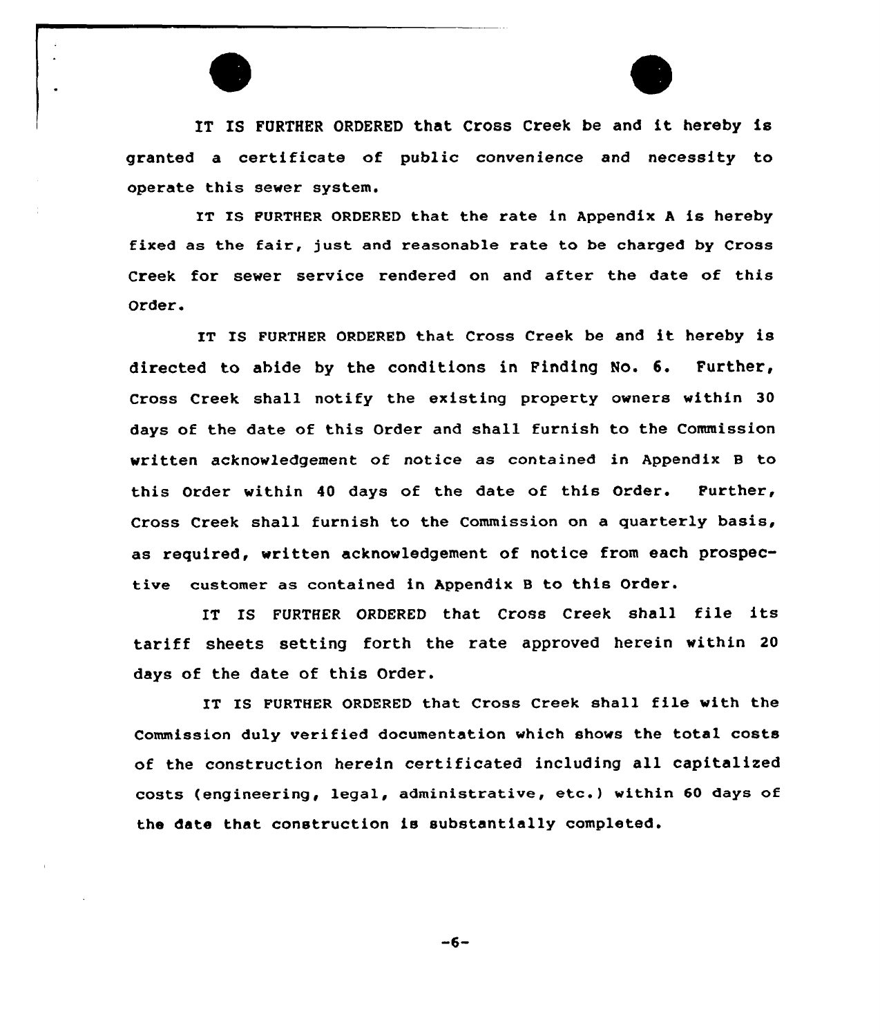IT IS FURTHER ORDERED that Cross Creek be and it hereby is granted a certificate of public convenience and necessity to operate this sewer system.

IT IS FURTHER ORDERED that the rate in Appendix A is hereby fixed as the fair, just and reasonable rate to be charged by Cross Creek for sewer service rendered on and after the date of this Order.

IT IS FURTHER ORDERED that Cross Creek be and it hereby is directed to abide by the conditions in Finding No. 6. Further, Cross Creek shall notify the existing property owners within 30 days of the date of this Order and shall furnish to the Commission written acknowledgement of notice as contained in Appendix B to this Order within 40 days of the date of this Order. Further, Cross Creek shall furnish to the Commission on a quarterly basis, as required, written acknowledgement of notice from each prospective customer as contained in Appendix B to this Order.

IT IS FURTHER ORDERED that Cross Creek shall file its tariff sheets setting forth the rate approved herein within 20 days of the date of this Order.

IT IS FURTHER ORDERED that Cross Creek shall file with the Commission duly verified documentation which shows the total costs of the construction herein certificated including all capitalized costs (engineering, legal, administrative, etc.) within 60 days of the date that construction is substantially completed.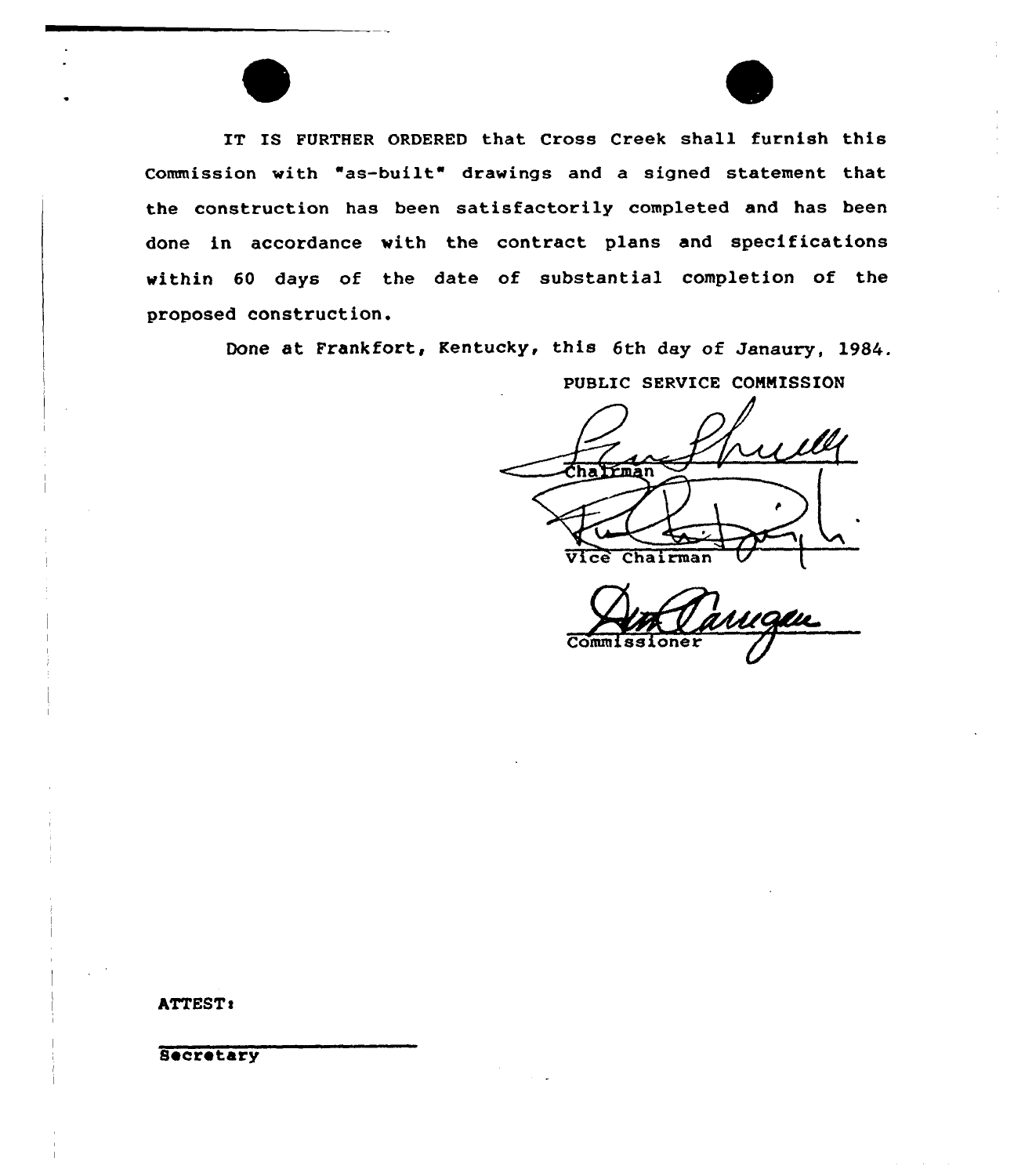IT IS FURTHER ORDERED that Cross Creek shall furnish this Commission with "as-built" drawings and a signed statement that the construction has been satisfactorily completed and has been done in accordance with the contract plans and specifications within 60 days of the date of substantial completion of the proposed construction.

Done at Frankfort, Kentucky, this 6th day of Janaury, 1984.

PUBLIC SERVICE COMMISSION

Chairman

Vice Chairman

Commissioner

ATTEST:

Secretary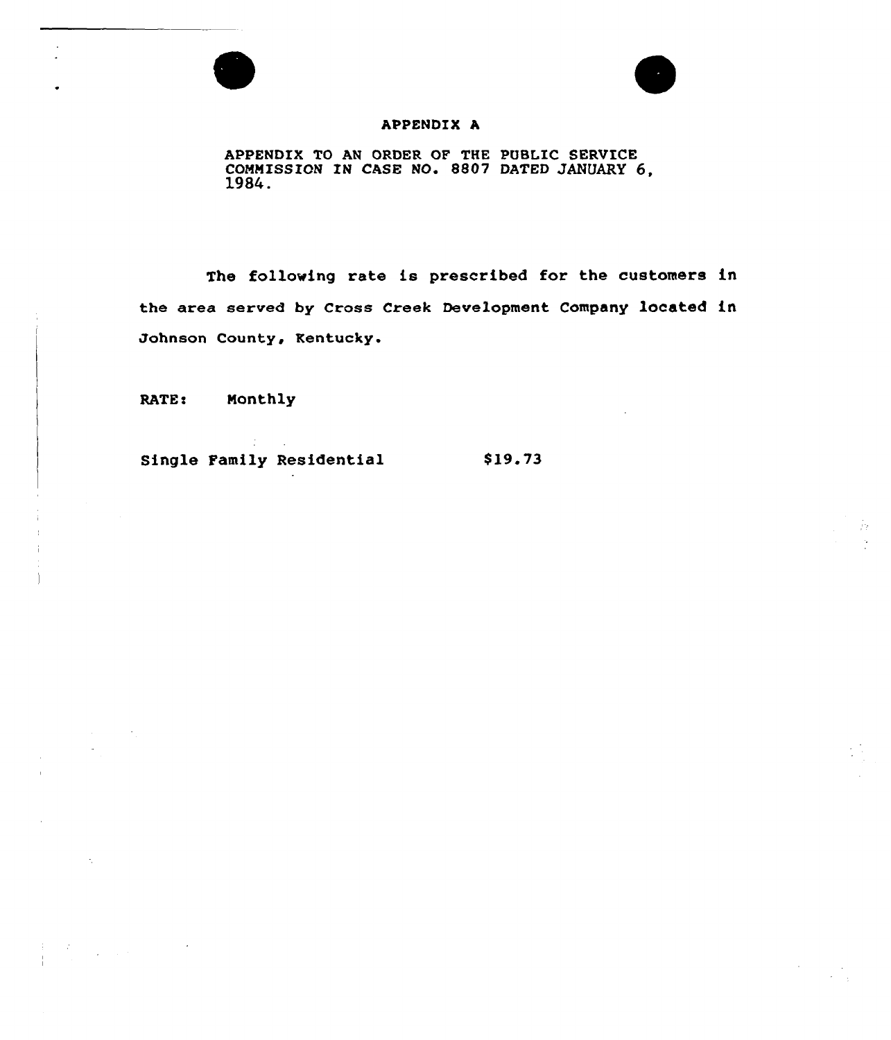# APPENDIX A

APPENDIX TO AN ORDER OF THE PUBLIC SERVICE COMMISSION IN CASE NO. 8807 DATED JANUARY 6, 1984.

The following rate is prescribed for the customers in the area served by Cross Creek Development Company located in Johnson County, Kentucky.

RATE: Monthly

Single Family Residential $19.73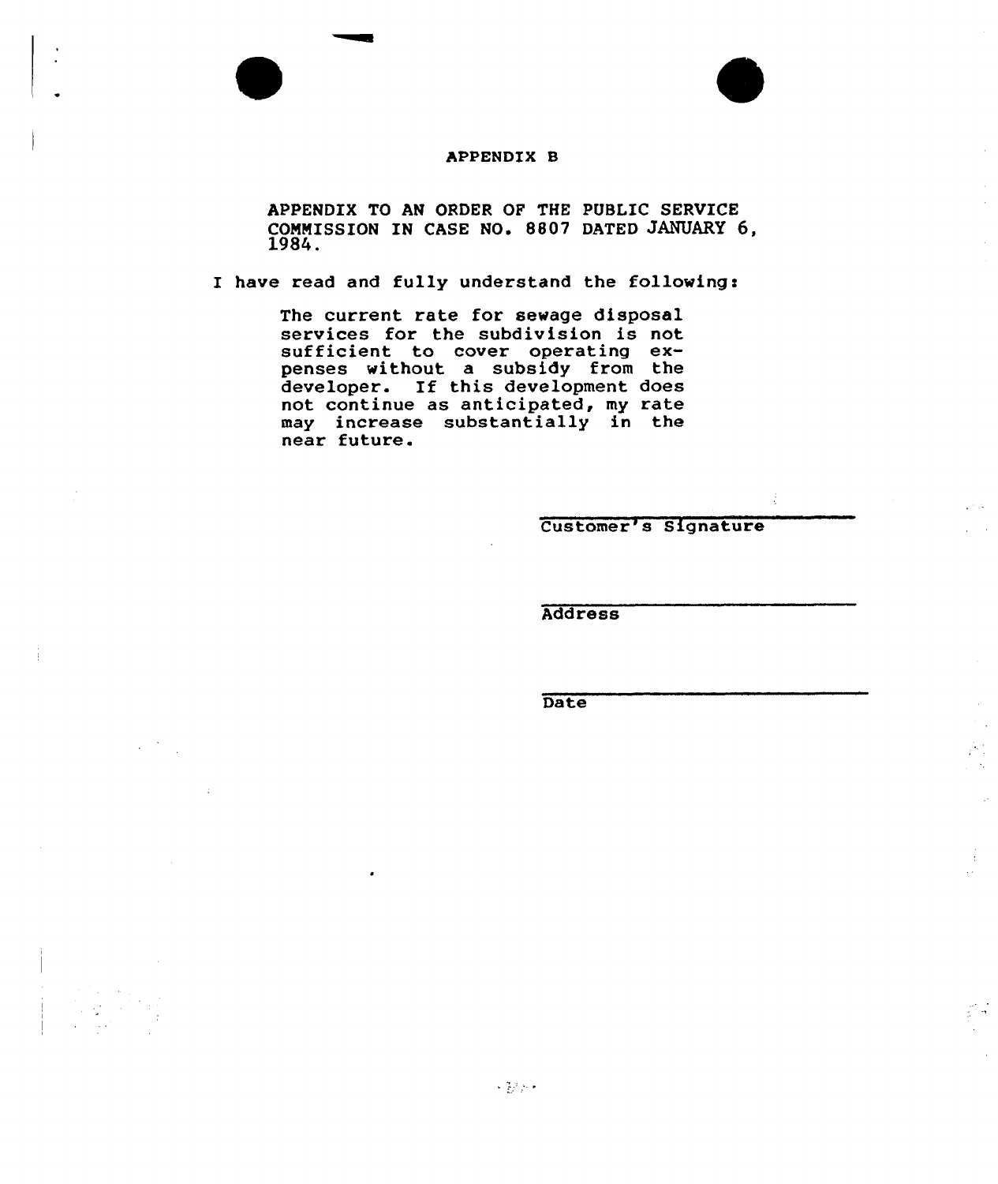# APPENDIX B

APPENDIX TO AN ORDER OF THE PUBLIC SERVICE COMMISSION IN CASE NO. 8807 DATED JANUARY 6, 1984.

I have read and fully understand the following:

> The current rate for sewage disposal services for the subdivision is not sufficient to cover operating expenses without a subsidy from the developer. If this development does not continue as anticipated, my rate may increase substantially in the near future.

\_\_\_\_\_\_\_\_\_\_\_\_\_\_\_\_\_\_\_\_\_\_\_\_\_\_\_\_
Customer's Signature

\_\_\_\_\_\_\_\_\_\_\_\_\_\_\_\_\_\_\_\_\_\_\_\_\_\_\_\_
Address

\_\_\_\_\_\_\_\_\_\_\_\_\_\_\_\_\_\_\_\_\_\_\_\_\_\_\_\_
Date